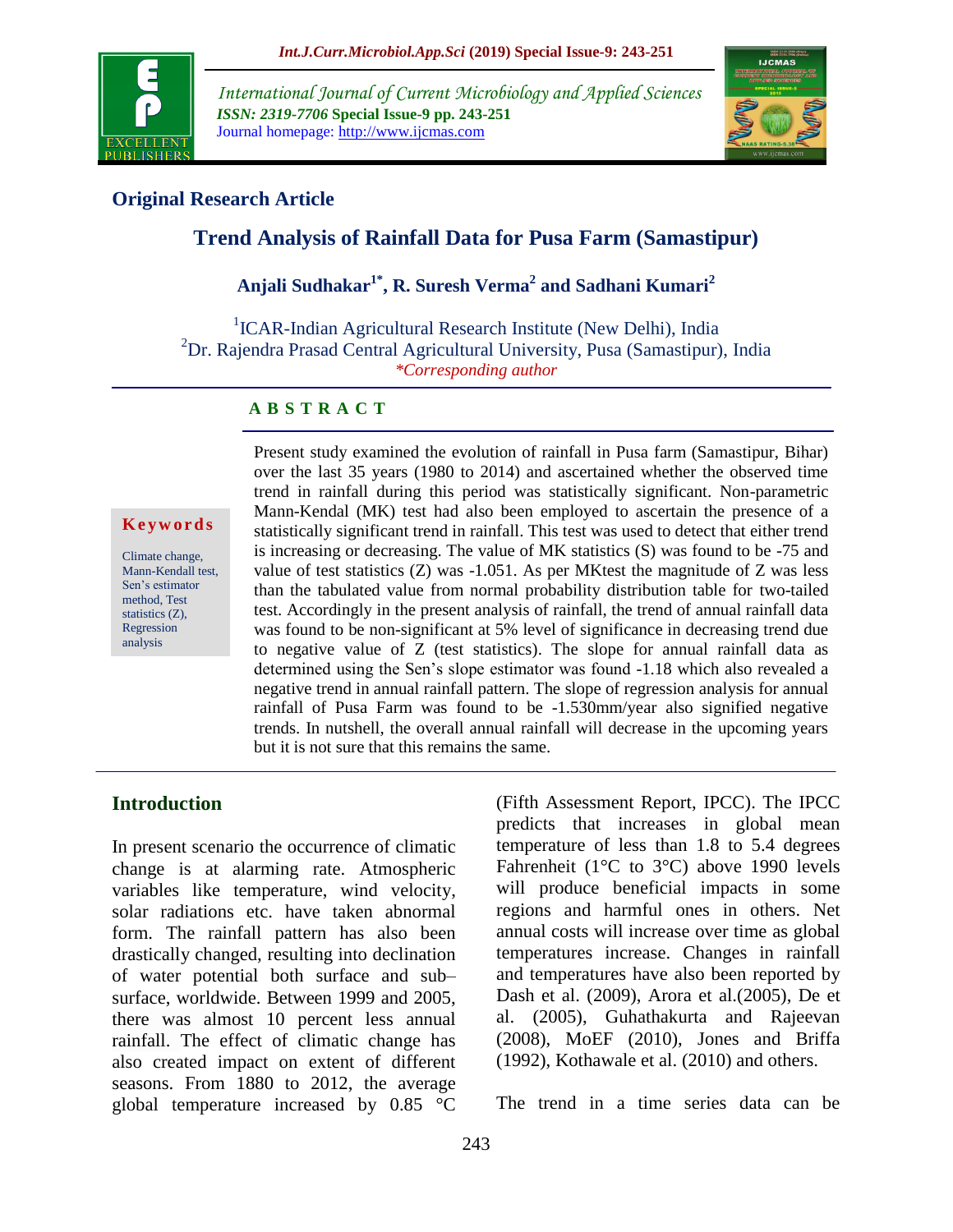## Original Research Article

# Trend Analysis of Rainfall Data for Pusa Farm (Samastipur)

**Anjali Sudhakar[1*], R. Suresh Verma[2] and Sadhani Kumari[2]**

[1]ICAR-Indian Agricultural Research Institute (New Delhi), India
[2]Dr. Rajendra Prasad Central Agricultural University, Pusa (Samastipur), India
*\*Corresponding author*

## ABSTRACT

**Keywords**

Climate change, Mann-Kendall test, Sen's estimator method, Test statistics (Z), Regression analysis

Present study examined the evolution of rainfall in Pusa farm (Samastipur, Bihar) over the last 35 years (1980 to 2014) and ascertained whether the observed time trend in rainfall during this period was statistically significant. Non-parametric Mann-Kendal (MK) test had also been employed to ascertain the presence of a statistically significant trend in rainfall. This test was used to detect that either trend is increasing or decreasing. The value of MK statistics (S) was found to be -75 and value of test statistics (Z) was -1.051. As per MKtest the magnitude of Z was less than the tabulated value from normal probability distribution table for two-tailed test. Accordingly in the present analysis of rainfall, the trend of annual rainfall data was found to be non-significant at 5% level of significance in decreasing trend due to negative value of Z (test statistics). The slope for annual rainfall data as determined using the Sen's slope estimator was found -1.18 which also revealed a negative trend in annual rainfall pattern. The slope of regression analysis for annual rainfall of Pusa Farm was found to be -1.530mm/year also signified negative trends. In nutshell, the overall annual rainfall will decrease in the upcoming years but it is not sure that this remains the same.

## Introduction

In present scenario the occurrence of climatic change is at alarming rate. Atmospheric variables like temperature, wind velocity, solar radiations etc. have taken abnormal form. The rainfall pattern has also been drastically changed, resulting into declination of water potential both surface and sub–surface, worldwide. Between 1999 and 2005, there was almost 10 percent less annual rainfall. The effect of climatic change has also created impact on extent of different seasons. From 1880 to 2012, the average global temperature increased by 0.85 °C (Fifth Assessment Report, IPCC). The IPCC predicts that increases in global mean temperature of less than 1.8 to 5.4 degrees Fahrenheit (1°C to 3°C) above 1990 levels will produce beneficial impacts in some regions and harmful ones in others. Net annual costs will increase over time as global temperatures increase. Changes in rainfall and temperatures have also been reported by Dash et al. (2009), Arora et al.(2005), De et al. (2005), Guhathakurta and Rajeevan (2008), MoEF (2010), Jones and Briffa (1992), Kothawale et al. (2010) and others.

The trend in a time series data can be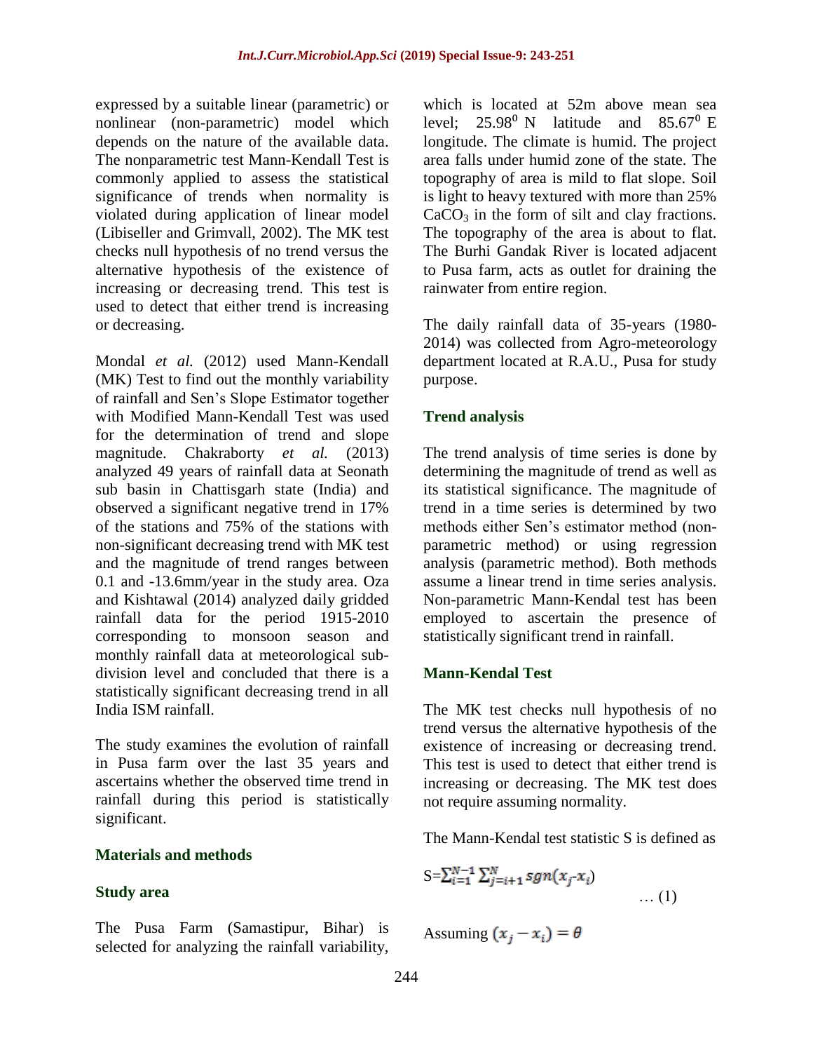expressed by a suitable linear (parametric) or nonlinear (non-parametric) model which depends on the nature of the available data. The nonparametric test Mann-Kendall Test is commonly applied to assess the statistical significance of trends when normality is violated during application of linear model (Libiseller and Grimvall, 2002). The MK test checks null hypothesis of no trend versus the alternative hypothesis of the existence of increasing or decreasing trend. This test is used to detect that either trend is increasing or decreasing.

Mondal *et al.* (2012) used Mann-Kendall (MK) Test to find out the monthly variability of rainfall and Sen's Slope Estimator together with Modified Mann-Kendall Test was used for the determination of trend and slope magnitude. Chakraborty *et al.* (2013) analyzed 49 years of rainfall data at Seonath sub basin in Chattisgarh state (India) and observed a significant negative trend in 17% of the stations and 75% of the stations with non-significant decreasing trend with MK test and the magnitude of trend ranges between 0.1 and -13.6mm/year in the study area. Oza and Kishtawal (2014) analyzed daily gridded rainfall data for the period 1915-2010 corresponding to monsoon season and monthly rainfall data at meteorological sub-division level and concluded that there is a statistically significant decreasing trend in all India ISM rainfall.

The study examines the evolution of rainfall in Pusa farm over the last 35 years and ascertains whether the observed time trend in rainfall during this period is statistically significant.

## Materials and methods

### Study area

The Pusa Farm (Samastipur, Bihar) is selected for analyzing the rainfall variability, which is located at 52m above mean sea level; $25.98^0$ N latitude and $85.67^0$ E longitude. The climate is humid. The project area falls under humid zone of the state. The topography of area is mild to flat slope. Soil is light to heavy textured with more than 25% $CaCO_3$ in the form of silt and clay fractions. The topography of the area is about to flat. The Burhi Gandak River is located adjacent to Pusa farm, acts as outlet for draining the rainwater from entire region.

The daily rainfall data of 35-years (1980-2014) was collected from Agro-meteorology department located at R.A.U., Pusa for study purpose.

### Trend analysis

The trend analysis of time series is done by determining the magnitude of trend as well as its statistical significance. The magnitude of trend in a time series is determined by two methods either Sen's estimator method (non-parametric method) or using regression analysis (parametric method). Both methods assume a linear trend in time series analysis. Non-parametric Mann-Kendal test has been employed to ascertain the presence of statistically significant trend in rainfall.

### Mann-Kendal Test

The MK test checks null hypothesis of no trend versus the alternative hypothesis of the existence of increasing or decreasing trend. This test is used to detect that either trend is increasing or decreasing. The MK test does not require assuming normality.

The Mann-Kendal test statistic S is defined as

$$S=\sum_{i=1}^{N-1}\sum_{j=i+1}^{N} sgn(x_j\text{-}x_i) \quad \ldots (1)$$

Assuming $(x_j - x_i) = \theta$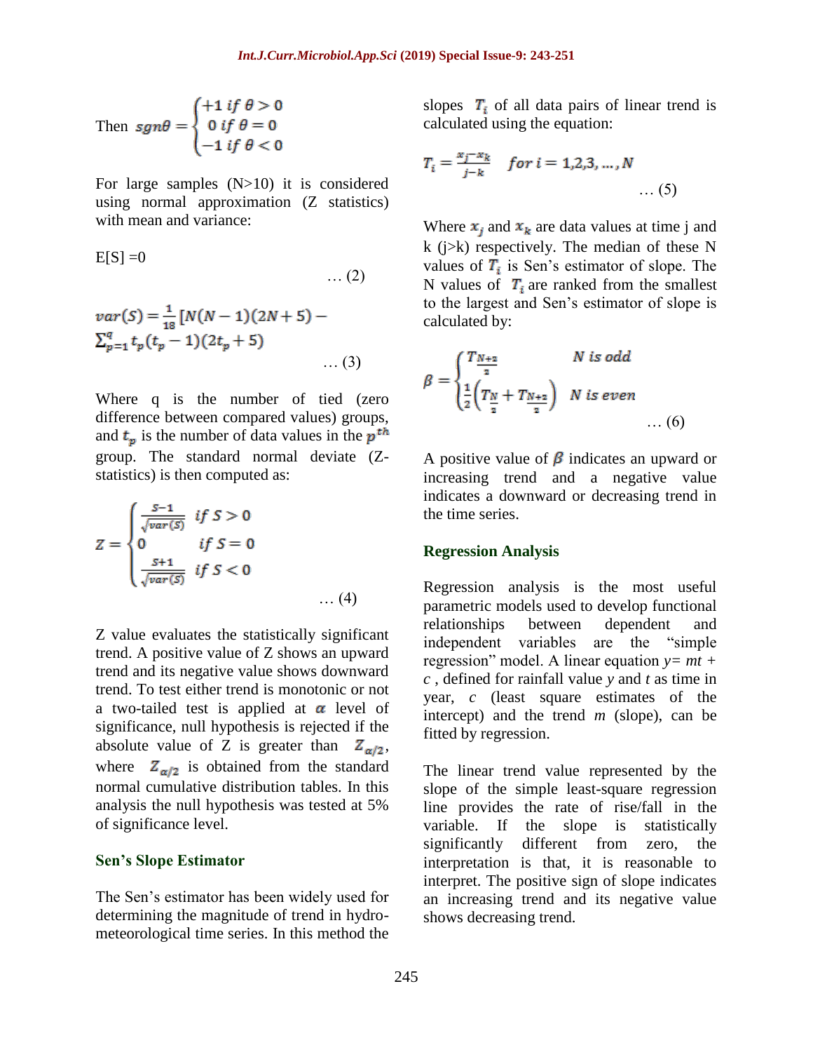Then $sgn\theta = \begin{cases} +1 \; if \; \theta > 0 \\ 0 \; if \; \theta = 0 \\ -1 \; if \; \theta < 0 \end{cases}$

For large samples (N>10) it is considered using normal approximation (Z statistics) with mean and variance:

$$E[S] = 0 \qquad \dots (2)$$

$$var(S) = \frac{1}{18}\left[N(N-1)(2N+5) - \sum_{p=1}^{q} t_p(t_p-1)(2t_p+5)\right] \qquad \dots (3)$$

Where q is the number of tied (zero difference between compared values) groups, and $t_p$ is the number of data values in the $p^{th}$ group. The standard normal deviate (Z-statistics) is then computed as:

$$Z = \begin{cases} \frac{S-1}{\sqrt{var(S)}} & if \; S > 0 \\ 0 & if \; S = 0 \\ \frac{S+1}{\sqrt{var(S)}} & if \; S < 0 \end{cases} \qquad \dots (4)$$

Z value evaluates the statistically significant trend. A positive value of Z shows an upward trend and its negative value shows downward trend. To test either trend is monotonic or not a two-tailed test is applied at $\alpha$ level of significance, null hypothesis is rejected if the absolute value of Z is greater than $Z_{\alpha/2}$, where $Z_{\alpha/2}$ is obtained from the standard normal cumulative distribution tables. In this analysis the null hypothesis was tested at 5% of significance level.

## Sen's Slope Estimator

The Sen's estimator has been widely used for determining the magnitude of trend in hydro-meteorological time series. In this method the slopes $T_i$ of all data pairs of linear trend is calculated using the equation:

$$T_i = \frac{x_j - x_k}{j-k} \quad for \; i = 1,2,3, \dots, N \qquad \dots (5)$$

Where $x_j$ and $x_k$ are data values at time j and k (j>k) respectively. The median of these N values of $T_i$ is Sen's estimator of slope. The N values of $T_i$ are ranked from the smallest to the largest and Sen's estimator of slope is calculated by:

$$\beta = \begin{cases} T_{\frac{N+1}{2}} & N \; is \; odd \\ \frac{1}{2}\left(T_{\frac{N}{2}} + T_{\frac{N+2}{2}}\right) & N \; is \; even \end{cases} \qquad \dots (6)$$

A positive value of $\beta$ indicates an upward or increasing trend and a negative value indicates a downward or decreasing trend in the time series.

## Regression Analysis

Regression analysis is the most useful parametric models used to develop functional relationships between dependent and independent variables are the "simple regression" model. A linear equation $y = mt + c$, defined for rainfall value $y$ and $t$ as time in year, $c$ (least square estimates of the intercept) and the trend $m$ (slope), can be fitted by regression.

The linear trend value represented by the slope of the simple least-square regression line provides the rate of rise/fall in the variable. If the slope is statistically significantly different from zero, the interpretation is that, it is reasonable to interpret. The positive sign of slope indicates an increasing trend and its negative value shows decreasing trend.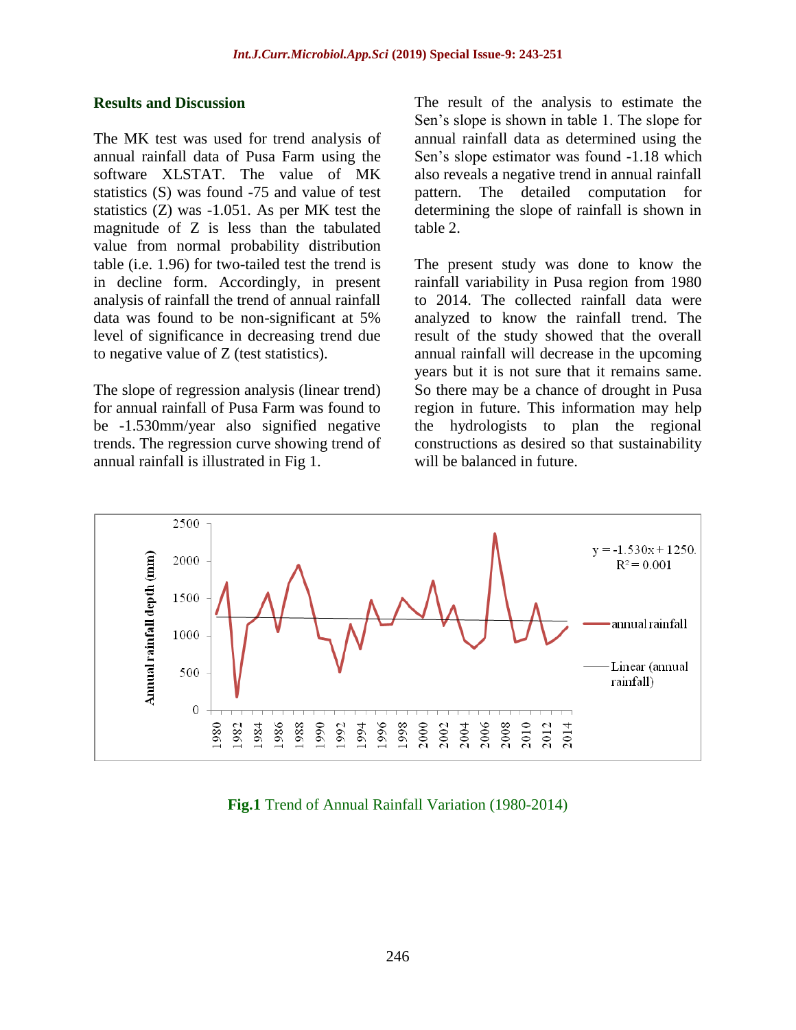## Results and Discussion

The MK test was used for trend analysis of annual rainfall data of Pusa Farm using the software XLSTAT. The value of MK statistics (S) was found -75 and value of test statistics (Z) was -1.051. As per MK test the magnitude of Z is less than the tabulated value from normal probability distribution table (i.e. 1.96) for two-tailed test the trend is in decline form. Accordingly, in present analysis of rainfall the trend of annual rainfall data was found to be non-significant at 5% level of significance in decreasing trend due to negative value of Z (test statistics).

The slope of regression analysis (linear trend) for annual rainfall of Pusa Farm was found to be -1.530mm/year also signified negative trends. The regression curve showing trend of annual rainfall is illustrated in Fig 1.

The result of the analysis to estimate the Sen's slope is shown in table 1. The slope for annual rainfall data as determined using the Sen's slope estimator was found -1.18 which also reveals a negative trend in annual rainfall pattern. The detailed computation for determining the slope of rainfall is shown in table 2.

The present study was done to know the rainfall variability in Pusa region from 1980 to 2014. The collected rainfall data were analyzed to know the rainfall trend. The result of the study showed that the overall annual rainfall will decrease in the upcoming years but it is not sure that it remains same. So there may be a chance of drought in Pusa region in future. This information may help the hydrologists to plan the regional constructions as desired so that sustainability will be balanced in future.

**Fig.1** Trend of Annual Rainfall Variation (1980-2014)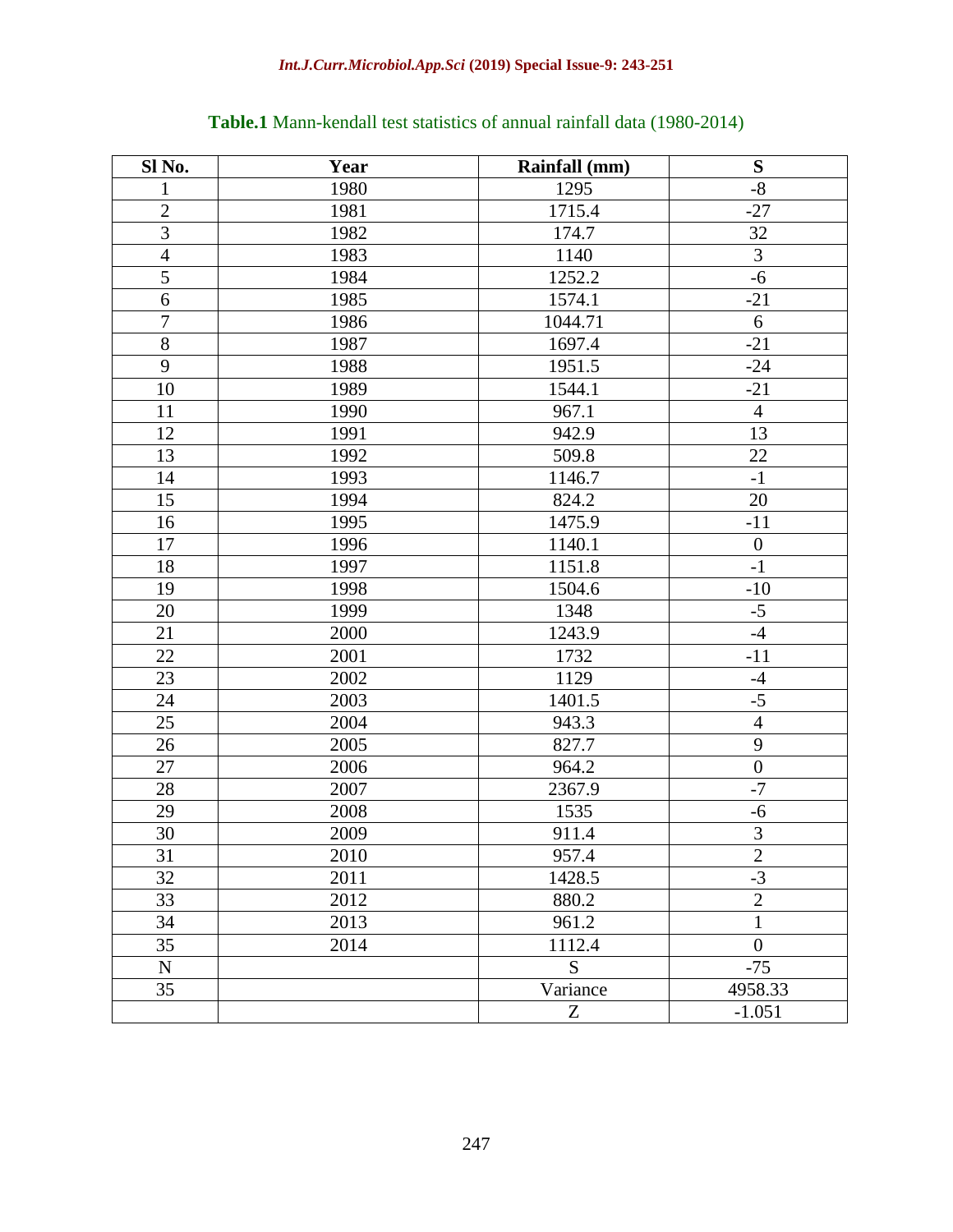**Table.1** Mann-kendall test statistics of annual rainfall data (1980-2014)

| Sl No. | Year | Rainfall (mm) | S |
|---|---|---|---|
| 1 | 1980 | 1295 | -8 |
| 2 | 1981 | 1715.4 | -27 |
| 3 | 1982 | 174.7 | 32 |
| 4 | 1983 | 1140 | 3 |
| 5 | 1984 | 1252.2 | -6 |
| 6 | 1985 | 1574.1 | -21 |
| 7 | 1986 | 1044.71 | 6 |
| 8 | 1987 | 1697.4 | -21 |
| 9 | 1988 | 1951.5 | -24 |
| 10 | 1989 | 1544.1 | -21 |
| 11 | 1990 | 967.1 | 4 |
| 12 | 1991 | 942.9 | 13 |
| 13 | 1992 | 509.8 | 22 |
| 14 | 1993 | 1146.7 | -1 |
| 15 | 1994 | 824.2 | 20 |
| 16 | 1995 | 1475.9 | -11 |
| 17 | 1996 | 1140.1 | 0 |
| 18 | 1997 | 1151.8 | -1 |
| 19 | 1998 | 1504.6 | -10 |
| 20 | 1999 | 1348 | -5 |
| 21 | 2000 | 1243.9 | -4 |
| 22 | 2001 | 1732 | -11 |
| 23 | 2002 | 1129 | -4 |
| 24 | 2003 | 1401.5 | -5 |
| 25 | 2004 | 943.3 | 4 |
| 26 | 2005 | 827.7 | 9 |
| 27 | 2006 | 964.2 | 0 |
| 28 | 2007 | 2367.9 | -7 |
| 29 | 2008 | 1535 | -6 |
| 30 | 2009 | 911.4 | 3 |
| 31 | 2010 | 957.4 | 2 |
| 32 | 2011 | 1428.5 | -3 |
| 33 | 2012 | 880.2 | 2 |
| 34 | 2013 | 961.2 | 1 |
| 35 | 2014 | 1112.4 | 0 |
| N | | S | -75 |
| 35 | | Variance | 4958.33 |
| | | Z | -1.051 |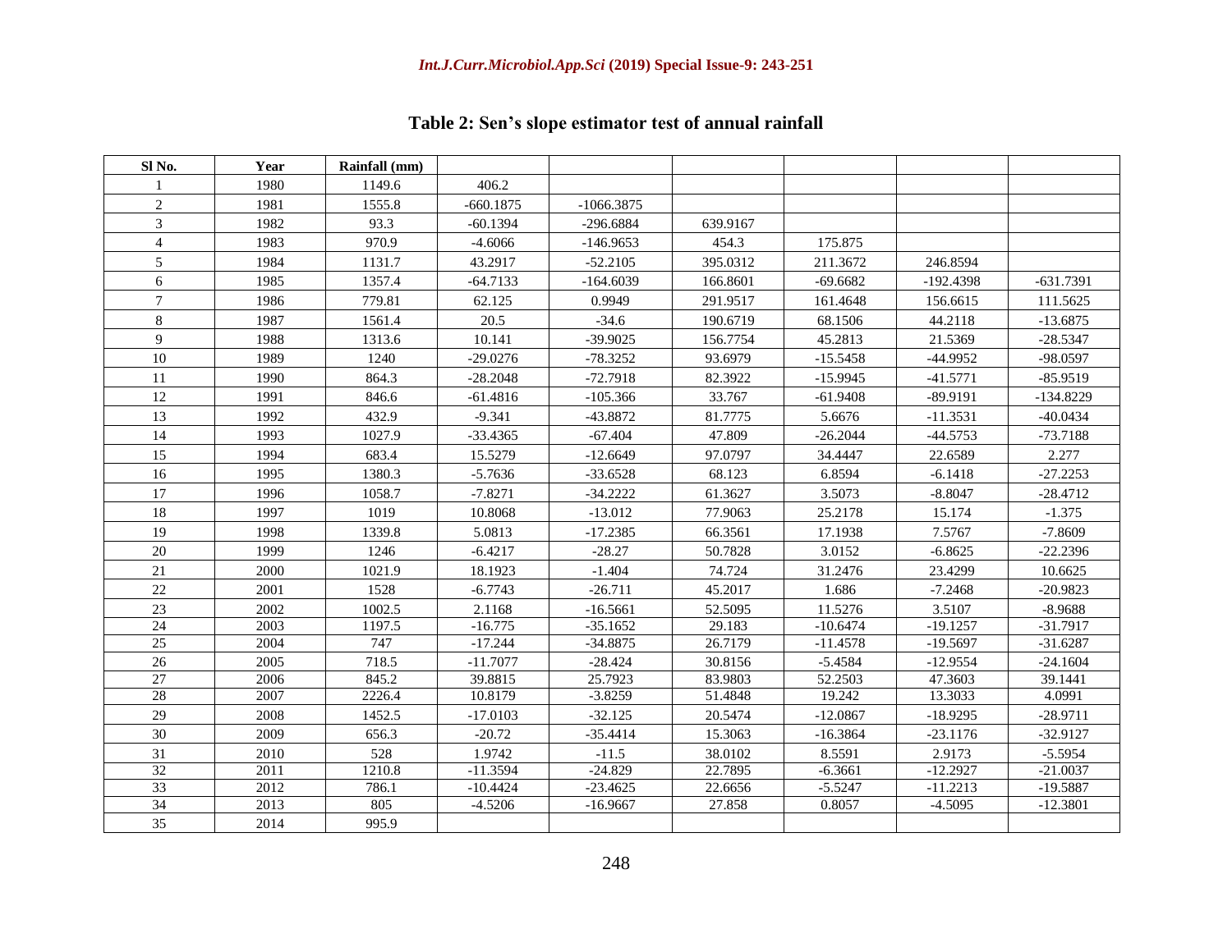# Table 2: Sen's slope estimator test of annual rainfall

| Sl No. | Year | Rainfall (mm) | | | | | | |
|---|---|---|---|---|---|---|---|---|
| 1 | 1980 | 1149.6 | 406.2 | | | | | |
| 2 | 1981 | 1555.8 | -660.1875 | -1066.3875 | | | | |
| 3 | 1982 | 93.3 | -60.1394 | -296.6884 | 639.9167 | | | |
| 4 | 1983 | 970.9 | -4.6066 | -146.9653 | 454.3 | 175.875 | | |
| 5 | 1984 | 1131.7 | 43.2917 | -52.2105 | 395.0312 | 211.3672 | 246.8594 | |
| 6 | 1985 | 1357.4 | -64.7133 | -164.6039 | 166.8601 | -69.6682 | -192.4398 | -631.7391 |
| 7 | 1986 | 779.81 | 62.125 | 0.9949 | 291.9517 | 161.4648 | 156.6615 | 111.5625 |
| 8 | 1987 | 1561.4 | 20.5 | -34.6 | 190.6719 | 68.1506 | 44.2118 | -13.6875 |
| 9 | 1988 | 1313.6 | 10.141 | -39.9025 | 156.7754 | 45.2813 | 21.5369 | -28.5347 |
| 10 | 1989 | 1240 | -29.0276 | -78.3252 | 93.6979 | -15.5458 | -44.9952 | -98.0597 |
| 11 | 1990 | 864.3 | -28.2048 | -72.7918 | 82.3922 | -15.9945 | -41.5771 | -85.9519 |
| 12 | 1991 | 846.6 | -61.4816 | -105.366 | 33.767 | -61.9408 | -89.9191 | -134.8229 |
| 13 | 1992 | 432.9 | -9.341 | -43.8872 | 81.7775 | 5.6676 | -11.3531 | -40.0434 |
| 14 | 1993 | 1027.9 | -33.4365 | -67.404 | 47.809 | -26.2044 | -44.5753 | -73.7188 |
| 15 | 1994 | 683.4 | 15.5279 | -12.6649 | 97.0797 | 34.4447 | 22.6589 | 2.277 |
| 16 | 1995 | 1380.3 | -5.7636 | -33.6528 | 68.123 | 6.8594 | -6.1418 | -27.2253 |
| 17 | 1996 | 1058.7 | -7.8271 | -34.2222 | 61.3627 | 3.5073 | -8.8047 | -28.4712 |
| 18 | 1997 | 1019 | 10.8068 | -13.012 | 77.9063 | 25.2178 | 15.174 | -1.375 |
| 19 | 1998 | 1339.8 | 5.0813 | -17.2385 | 66.3561 | 17.1938 | 7.5767 | -7.8609 |
| 20 | 1999 | 1246 | -6.4217 | -28.27 | 50.7828 | 3.0152 | -6.8625 | -22.2396 |
| 21 | 2000 | 1021.9 | 18.1923 | -1.404 | 74.724 | 31.2476 | 23.4299 | 10.6625 |
| 22 | 2001 | 1528 | -6.7743 | -26.711 | 45.2017 | 1.686 | -7.2468 | -20.9823 |
| 23 | 2002 | 1002.5 | 2.1168 | -16.5661 | 52.5095 | 11.5276 | 3.5107 | -8.9688 |
| 24 | 2003 | 1197.5 | -16.775 | -35.1652 | 29.183 | -10.6474 | -19.1257 | -31.7917 |
| 25 | 2004 | 747 | -17.244 | -34.8875 | 26.7179 | -11.4578 | -19.5697 | -31.6287 |
| 26 | 2005 | 718.5 | -11.7077 | -28.424 | 30.8156 | -5.4584 | -12.9554 | -24.1604 |
| 27 | 2006 | 845.2 | 39.8815 | 25.7923 | 83.9803 | 52.2503 | 47.3603 | 39.1441 |
| 28 | 2007 | 2226.4 | 10.8179 | -3.8259 | 51.4848 | 19.242 | 13.3033 | 4.0991 |
| 29 | 2008 | 1452.5 | -17.0103 | -32.125 | 20.5474 | -12.0867 | -18.9295 | -28.9711 |
| 30 | 2009 | 656.3 | -20.72 | -35.4414 | 15.3063 | -16.3864 | -23.1176 | -32.9127 |
| 31 | 2010 | 528 | 1.9742 | -11.5 | 38.0102 | 8.5591 | 2.9173 | -5.5954 |
| 32 | 2011 | 1210.8 | -11.3594 | -24.829 | 22.7895 | -6.3661 | -12.2927 | -21.0037 |
| 33 | 2012 | 786.1 | -10.4424 | -23.4625 | 22.6656 | -5.5247 | -11.2213 | -19.5887 |
| 34 | 2013 | 805 | -4.5206 | -16.9667 | 27.858 | 0.8057 | -4.5095 | -12.3801 |
| 35 | 2014 | 995.9 | | | | | | |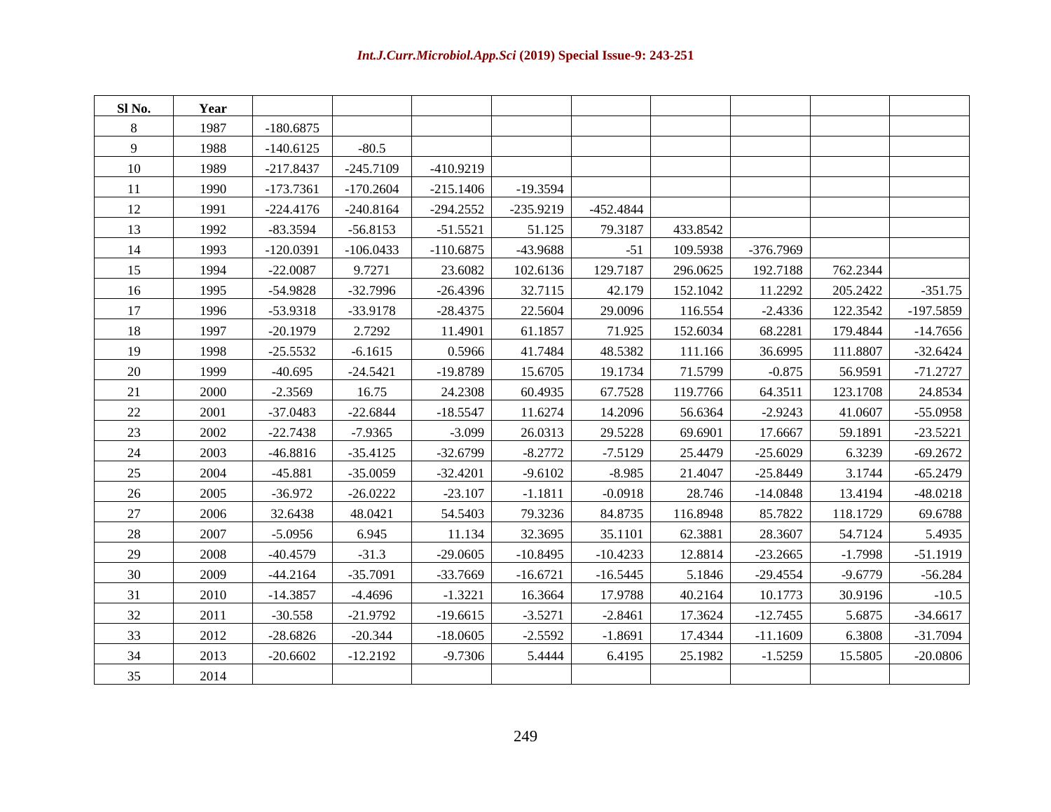| Sl No. | Year | | | | | | | | | |
|---|---|---|---|---|---|---|---|---|---|---|
| 8 | 1987 | -180.6875 | | | | | | | | |
| 9 | 1988 | -140.6125 | -80.5 | | | | | | | |
| 10 | 1989 | -217.8437 | -245.7109 | -410.9219 | | | | | | |
| 11 | 1990 | -173.7361 | -170.2604 | -215.1406 | -19.3594 | | | | | |
| 12 | 1991 | -224.4176 | -240.8164 | -294.2552 | -235.9219 | -452.4844 | | | | |
| 13 | 1992 | -83.3594 | -56.8153 | -51.5521 | 51.125 | 79.3187 | 433.8542 | | | |
| 14 | 1993 | -120.0391 | -106.0433 | -110.6875 | -43.9688 | -51 | 109.5938 | -376.7969 | | |
| 15 | 1994 | -22.0087 | 9.7271 | 23.6082 | 102.6136 | 129.7187 | 296.0625 | 192.7188 | 762.2344 | |
| 16 | 1995 | -54.9828 | -32.7996 | -26.4396 | 32.7115 | 42.179 | 152.1042 | 11.2292 | 205.2422 | -351.75 |
| 17 | 1996 | -53.9318 | -33.9178 | -28.4375 | 22.5604 | 29.0096 | 116.554 | -2.4336 | 122.3542 | -197.5859 |
| 18 | 1997 | -20.1979 | 2.7292 | 11.4901 | 61.1857 | 71.925 | 152.6034 | 68.2281 | 179.4844 | -14.7656 |
| 19 | 1998 | -25.5532 | -6.1615 | 0.5966 | 41.7484 | 48.5382 | 111.166 | 36.6995 | 111.8807 | -32.6424 |
| 20 | 1999 | -40.695 | -24.5421 | -19.8789 | 15.6705 | 19.1734 | 71.5799 | -0.875 | 56.9591 | -71.2727 |
| 21 | 2000 | -2.3569 | 16.75 | 24.2308 | 60.4935 | 67.7528 | 119.7766 | 64.3511 | 123.1708 | 24.8534 |
| 22 | 2001 | -37.0483 | -22.6844 | -18.5547 | 11.6274 | 14.2096 | 56.6364 | -2.9243 | 41.0607 | -55.0958 |
| 23 | 2002 | -22.7438 | -7.9365 | -3.099 | 26.0313 | 29.5228 | 69.6901 | 17.6667 | 59.1891 | -23.5221 |
| 24 | 2003 | -46.8816 | -35.4125 | -32.6799 | -8.2772 | -7.5129 | 25.4479 | -25.6029 | 6.3239 | -69.2672 |
| 25 | 2004 | -45.881 | -35.0059 | -32.4201 | -9.6102 | -8.985 | 21.4047 | -25.8449 | 3.1744 | -65.2479 |
| 26 | 2005 | -36.972 | -26.0222 | -23.107 | -1.1811 | -0.0918 | 28.746 | -14.0848 | 13.4194 | -48.0218 |
| 27 | 2006 | 32.6438 | 48.0421 | 54.5403 | 79.3236 | 84.8735 | 116.8948 | 85.7822 | 118.1729 | 69.6788 |
| 28 | 2007 | -5.0956 | 6.945 | 11.134 | 32.3695 | 35.1101 | 62.3881 | 28.3607 | 54.7124 | 5.4935 |
| 29 | 2008 | -40.4579 | -31.3 | -29.0605 | -10.8495 | -10.4233 | 12.8814 | -23.2665 | -1.7998 | -51.1919 |
| 30 | 2009 | -44.2164 | -35.7091 | -33.7669 | -16.6721 | -16.5445 | 5.1846 | -29.4554 | -9.6779 | -56.284 |
| 31 | 2010 | -14.3857 | -4.4696 | -1.3221 | 16.3664 | 17.9788 | 40.2164 | 10.1773 | 30.9196 | -10.5 |
| 32 | 2011 | -30.558 | -21.9792 | -19.6615 | -3.5271 | -2.8461 | 17.3624 | -12.7455 | 5.6875 | -34.6617 |
| 33 | 2012 | -28.6826 | -20.344 | -18.0605 | -2.5592 | -1.8691 | 17.4344 | -11.1609 | 6.3808 | -31.7094 |
| 34 | 2013 | -20.6602 | -12.2192 | -9.7306 | 5.4444 | 6.4195 | 25.1982 | -1.5259 | 15.5805 | -20.0806 |
| 35 | 2014 | | | | | | | | | |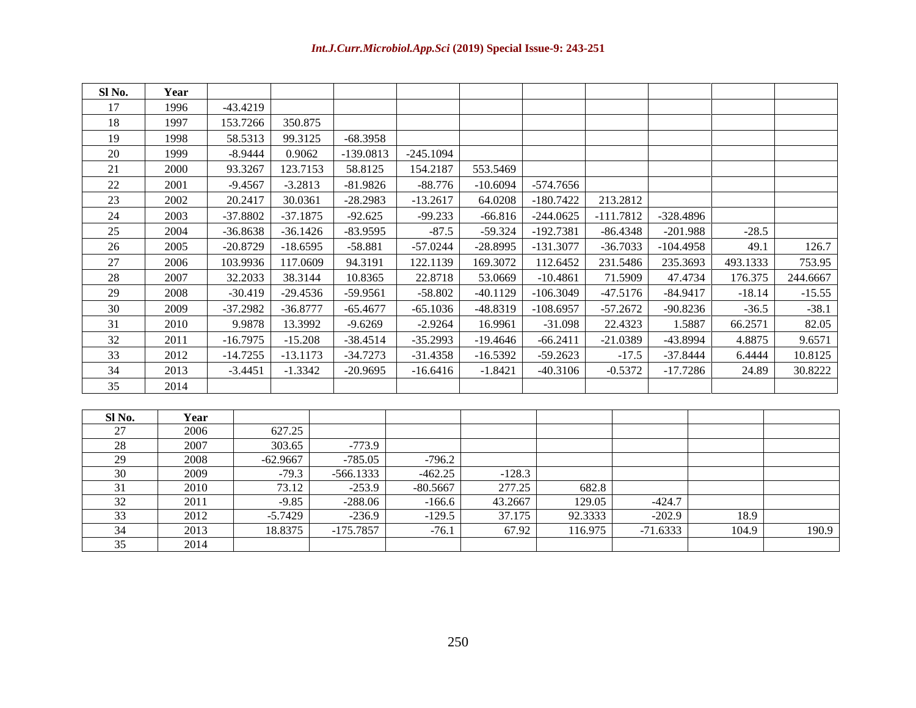| Sl No. | Year | | | | | | | | | | |
|---|---|---|---|---|---|---|---|---|---|---|---|
| 17 | 1996 | -43.4219 | | | | | | | | | |
| 18 | 1997 | 153.7266 | 350.875 | | | | | | | | |
| 19 | 1998 | 58.5313 | 99.3125 | -68.3958 | | | | | | | |
| 20 | 1999 | -8.9444 | 0.9062 | -139.0813 | -245.1094 | | | | | | |
| 21 | 2000 | 93.3267 | 123.7153 | 58.8125 | 154.2187 | 553.5469 | | | | | |
| 22 | 2001 | -9.4567 | -3.2813 | -81.9826 | -88.776 | -10.6094 | -574.7656 | | | | |
| 23 | 2002 | 20.2417 | 30.0361 | -28.2983 | -13.2617 | 64.0208 | -180.7422 | 213.2812 | | | |
| 24 | 2003 | -37.8802 | -37.1875 | -92.625 | -99.233 | -66.816 | -244.0625 | -111.7812 | -328.4896 | | |
| 25 | 2004 | -36.8638 | -36.1426 | -83.9595 | -87.5 | -59.324 | -192.7381 | -86.4348 | -201.988 | -28.5 | |
| 26 | 2005 | -20.8729 | -18.6595 | -58.881 | -57.0244 | -28.8995 | -131.3077 | -36.7033 | -104.4958 | 49.1 | 126.7 |
| 27 | 2006 | 103.9936 | 117.0609 | 94.3191 | 122.1139 | 169.3072 | 112.6452 | 231.5486 | 235.3693 | 493.1333 | 753.95 |
| 28 | 2007 | 32.2033 | 38.3144 | 10.8365 | 22.8718 | 53.0669 | -10.4861 | 71.5909 | 47.4734 | 176.375 | 244.6667 |
| 29 | 2008 | -30.419 | -29.4536 | -59.9561 | -58.802 | -40.1129 | -106.3049 | -47.5176 | -84.9417 | -18.14 | -15.55 |
| 30 | 2009 | -37.2982 | -36.8777 | -65.4677 | -65.1036 | -48.8319 | -108.6957 | -57.2672 | -90.8236 | -36.5 | -38.1 |
| 31 | 2010 | 9.9878 | 13.3992 | -9.6269 | -2.9264 | 16.9961 | -31.098 | 22.4323 | 1.5887 | 66.2571 | 82.05 |
| 32 | 2011 | -16.7975 | -15.208 | -38.4514 | -35.2993 | -19.4646 | -66.2411 | -21.0389 | -43.8994 | 4.8875 | 9.6571 |
| 33 | 2012 | -14.7255 | -13.1173 | -34.7273 | -31.4358 | -16.5392 | -59.2623 | -17.5 | -37.8444 | 6.4444 | 10.8125 |
| 34 | 2013 | -3.4451 | -1.3342 | -20.9695 | -16.6416 | -1.8421 | -40.3106 | -0.5372 | -17.7286 | 24.89 | 30.8222 |
| 35 | 2014 | | | | | | | | | | |

| Sl No. | Year | | | | | | | | |
|---|---|---|---|---|---|---|---|---|---|
| 27 | 2006 | 627.25 | | | | | | | |
| 28 | 2007 | 303.65 | -773.9 | | | | | | |
| 29 | 2008 | -62.9667 | -785.05 | -796.2 | | | | | |
| 30 | 2009 | -79.3 | -566.1333 | -462.25 | -128.3 | | | | |
| 31 | 2010 | 73.12 | -253.9 | -80.5667 | 277.25 | 682.8 | | | |
| 32 | 2011 | -9.85 | -288.06 | -166.6 | 43.2667 | 129.05 | -424.7 | | |
| 33 | 2012 | -5.7429 | -236.9 | -129.5 | 37.175 | 92.3333 | -202.9 | 18.9 | |
| 34 | 2013 | 18.8375 | -175.7857 | -76.1 | 67.92 | 116.975 | -71.6333 | 104.9 | 190.9 |
| 35 | 2014 | | | | | | | | |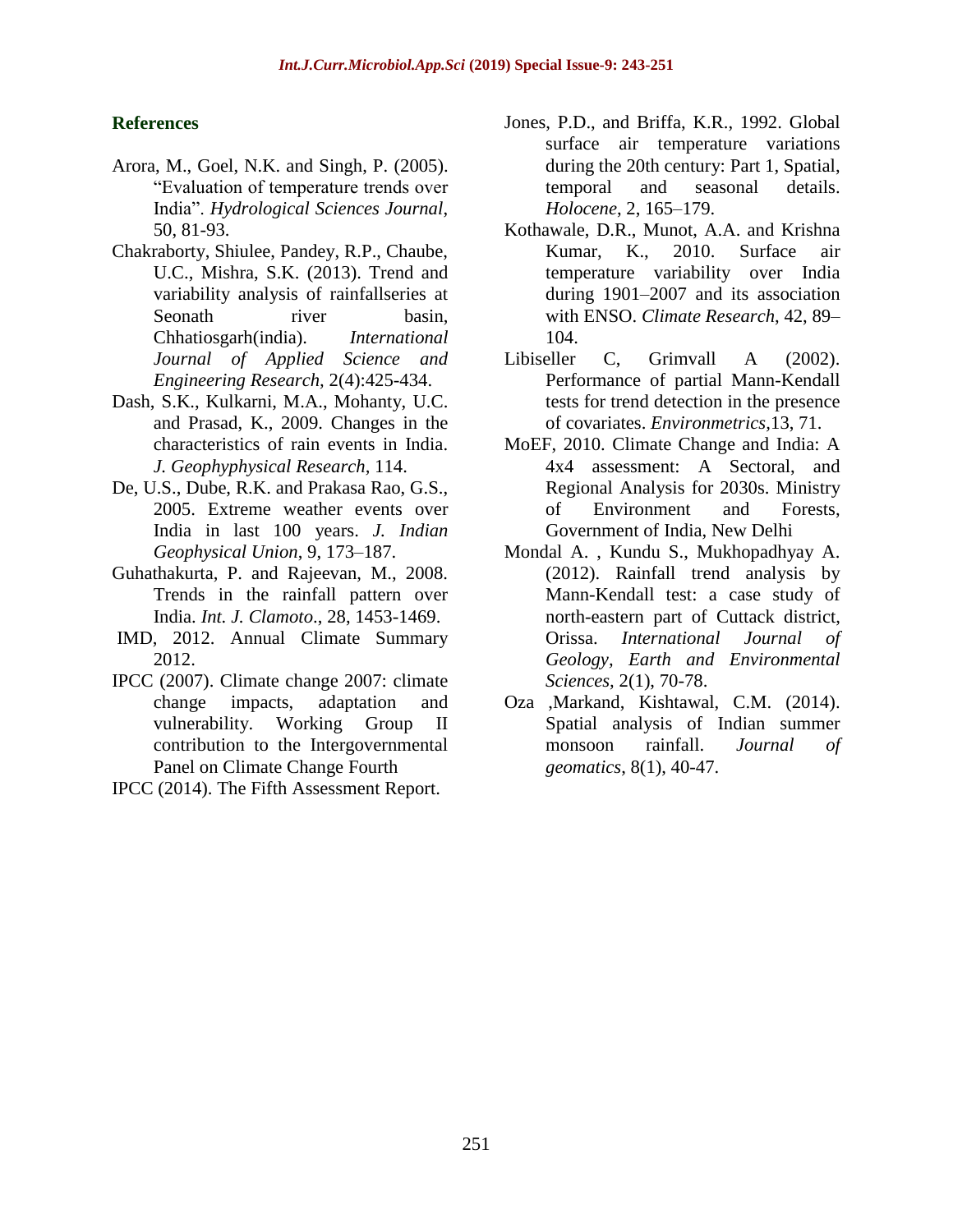## References

Arora, M., Goel, N.K. and Singh, P. (2005). "Evaluation of temperature trends over India". *Hydrological Sciences Journal*, 50, 81-93.

Chakraborty, Shiulee, Pandey, R.P., Chaube, U.C., Mishra, S.K. (2013). Trend and variability analysis of rainfallseries at Seonath river basin, Chhatiosgarh(india). *International Journal of Applied Science and Engineering Research*, 2(4):425-434.

Dash, S.K., Kulkarni, M.A., Mohanty, U.C. and Prasad, K., 2009. Changes in the characteristics of rain events in India. *J. Geophyphysical Research*, 114.

De, U.S., Dube, R.K. and Prakasa Rao, G.S., 2005. Extreme weather events over India in last 100 years. *J. Indian Geophysical Union*, 9, 173–187.

Guhathakurta, P. and Rajeevan, M., 2008. Trends in the rainfall pattern over India. *Int. J. Clamoto*., 28, 1453-1469.

IMD, 2012. Annual Climate Summary 2012.

IPCC (2007). Climate change 2007: climate change impacts, adaptation and vulnerability. Working Group II contribution to the Intergovernmental Panel on Climate Change Fourth

IPCC (2014). The Fifth Assessment Report.

Jones, P.D., and Briffa, K.R., 1992. Global surface air temperature variations during the 20th century: Part 1, Spatial, temporal and seasonal details. *Holocene*, 2, 165–179.

Kothawale, D.R., Munot, A.A. and Krishna Kumar, K., 2010. Surface air temperature variability over India during 1901–2007 and its association with ENSO. *Climate Research*, 42, 89–104.

Libiseller C, Grimvall A (2002). Performance of partial Mann-Kendall tests for trend detection in the presence of covariates. *Environmetrics*,13, 71.

MoEF, 2010. Climate Change and India: A 4x4 assessment: A Sectoral, and Regional Analysis for 2030s. Ministry of Environment and Forests, Government of India, New Delhi

Mondal A. , Kundu S., Mukhopadhyay A. (2012). Rainfall trend analysis by Mann-Kendall test: a case study of north-eastern part of Cuttack district, Orissa. *International Journal of Geology, Earth and Environmental Sciences*, 2(1), 70-78.

Oza ,Markand, Kishtawal, C.M. (2014). Spatial analysis of Indian summer monsoon rainfall. *Journal of geomatics*, 8(1), 40-47.